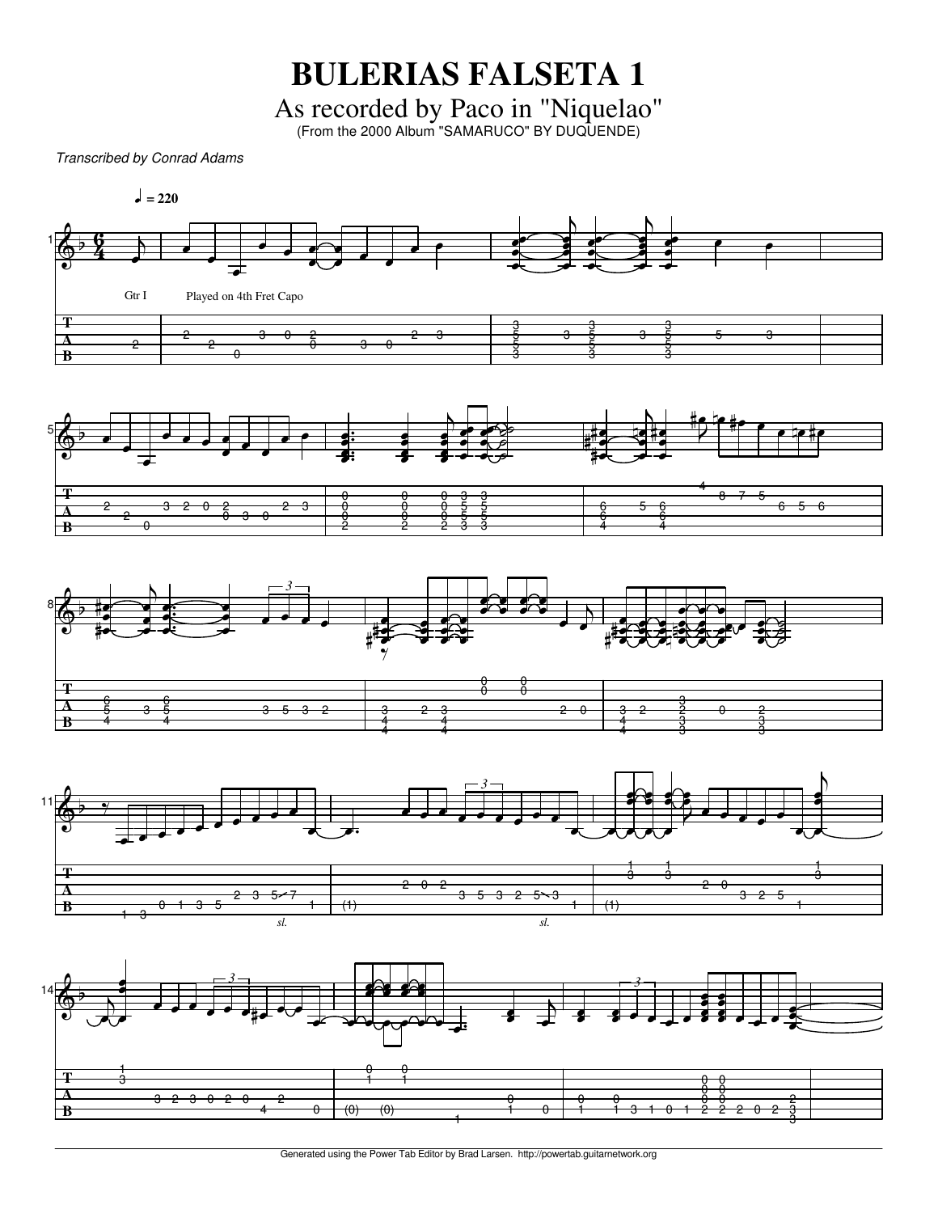# BULERIAS FALSETA 1

## As recorded by Paco in "Niquelao"

(From the 2000 Album "SAMARUCO" BY DUQUENDE)

*Transcribed by Conrad Adams*

♩ = 220

Gtr I

Played on 4th Fret Capo

*sl.*

*sl.*